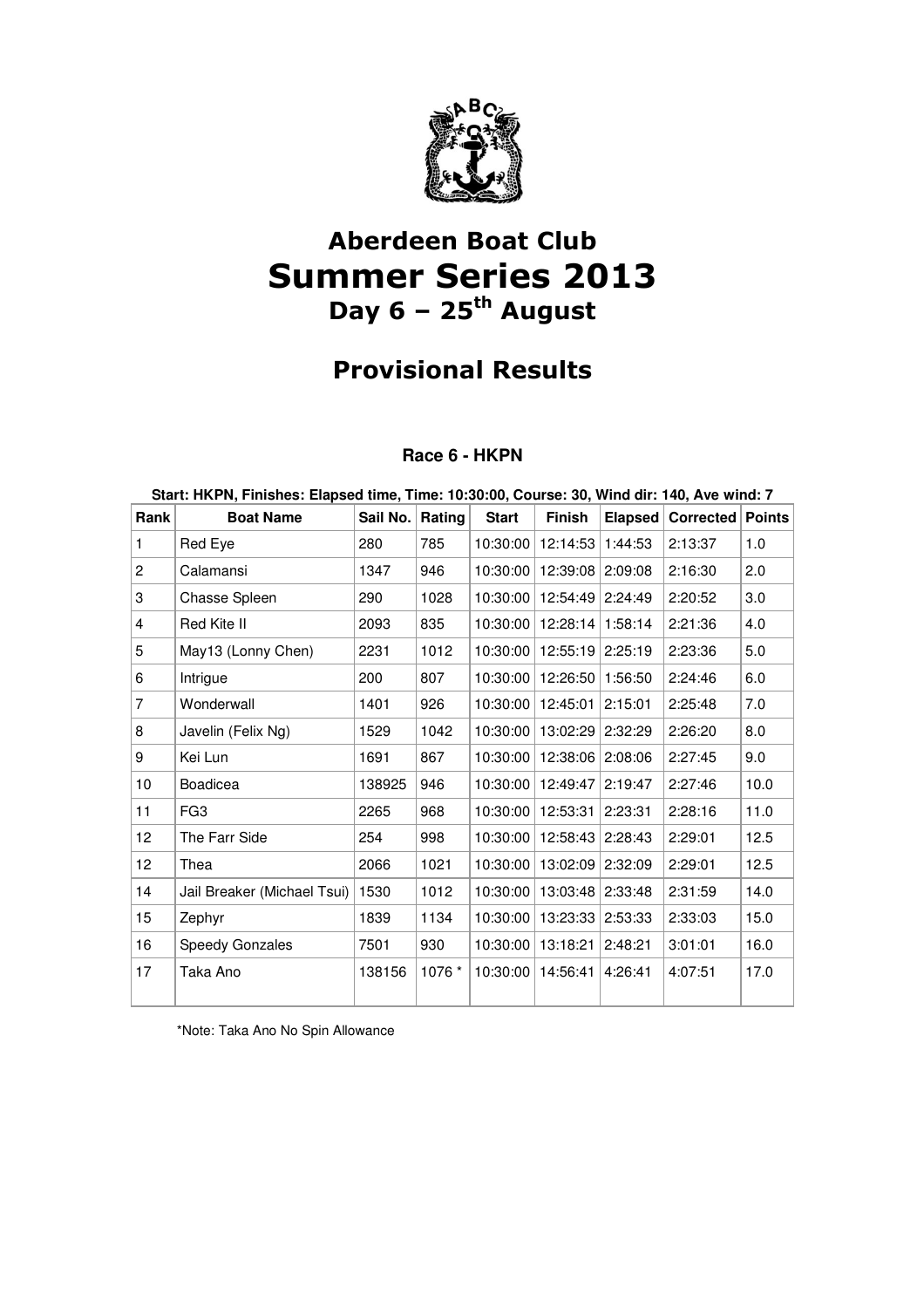# Aberdeen Boat Club

# Summer Series 2013

## Day 6 – 25th August

## Provisional Results

### Race 6 - HKPN

**Start: HKPN, Finishes: Elapsed time, Time: 10:30:00, Course: 30, Wind dir: 140, Ave wind: 7**

| Rank | Boat Name | Sail No. | Rating | Start | Finish | Elapsed | Corrected | Points |
|---|---|---|---|---|---|---|---|---|
| 1 | Red Eye | 280 | 785 | 10:30:00 | 12:14:53 | 1:44:53 | 2:13:37 | 1.0 |
| 2 | Calamansi | 1347 | 946 | 10:30:00 | 12:39:08 | 2:09:08 | 2:16:30 | 2.0 |
| 3 | Chasse Spleen | 290 | 1028 | 10:30:00 | 12:54:49 | 2:24:49 | 2:20:52 | 3.0 |
| 4 | Red Kite II | 2093 | 835 | 10:30:00 | 12:28:14 | 1:58:14 | 2:21:36 | 4.0 |
| 5 | May13 (Lonny Chen) | 2231 | 1012 | 10:30:00 | 12:55:19 | 2:25:19 | 2:23:36 | 5.0 |
| 6 | Intrigue | 200 | 807 | 10:30:00 | 12:26:50 | 1:56:50 | 2:24:46 | 6.0 |
| 7 | Wonderwall | 1401 | 926 | 10:30:00 | 12:45:01 | 2:15:01 | 2:25:48 | 7.0 |
| 8 | Javelin (Felix Ng) | 1529 | 1042 | 10:30:00 | 13:02:29 | 2:32:29 | 2:26:20 | 8.0 |
| 9 | Kei Lun | 1691 | 867 | 10:30:00 | 12:38:06 | 2:08:06 | 2:27:45 | 9.0 |
| 10 | Boadicea | 138925 | 946 | 10:30:00 | 12:49:47 | 2:19:47 | 2:27:46 | 10.0 |
| 11 | FG3 | 2265 | 968 | 10:30:00 | 12:53:31 | 2:23:31 | 2:28:16 | 11.0 |
| 12 | The Farr Side | 254 | 998 | 10:30:00 | 12:58:43 | 2:28:43 | 2:29:01 | 12.5 |
| 12 | Thea | 2066 | 1021 | 10:30:00 | 13:02:09 | 2:32:09 | 2:29:01 | 12.5 |
| 14 | Jail Breaker (Michael Tsui) | 1530 | 1012 | 10:30:00 | 13:03:48 | 2:33:48 | 2:31:59 | 14.0 |
| 15 | Zephyr | 1839 | 1134 | 10:30:00 | 13:23:33 | 2:53:33 | 2:33:03 | 15.0 |
| 16 | Speedy Gonzales | 7501 | 930 | 10:30:00 | 13:18:21 | 2:48:21 | 3:01:01 | 16.0 |
| 17 | Taka Ano | 138156 | 1076 * | 10:30:00 | 14:56:41 | 4:26:41 | 4:07:51 | 17.0 |

*Note: Taka Ano No Spin Allowance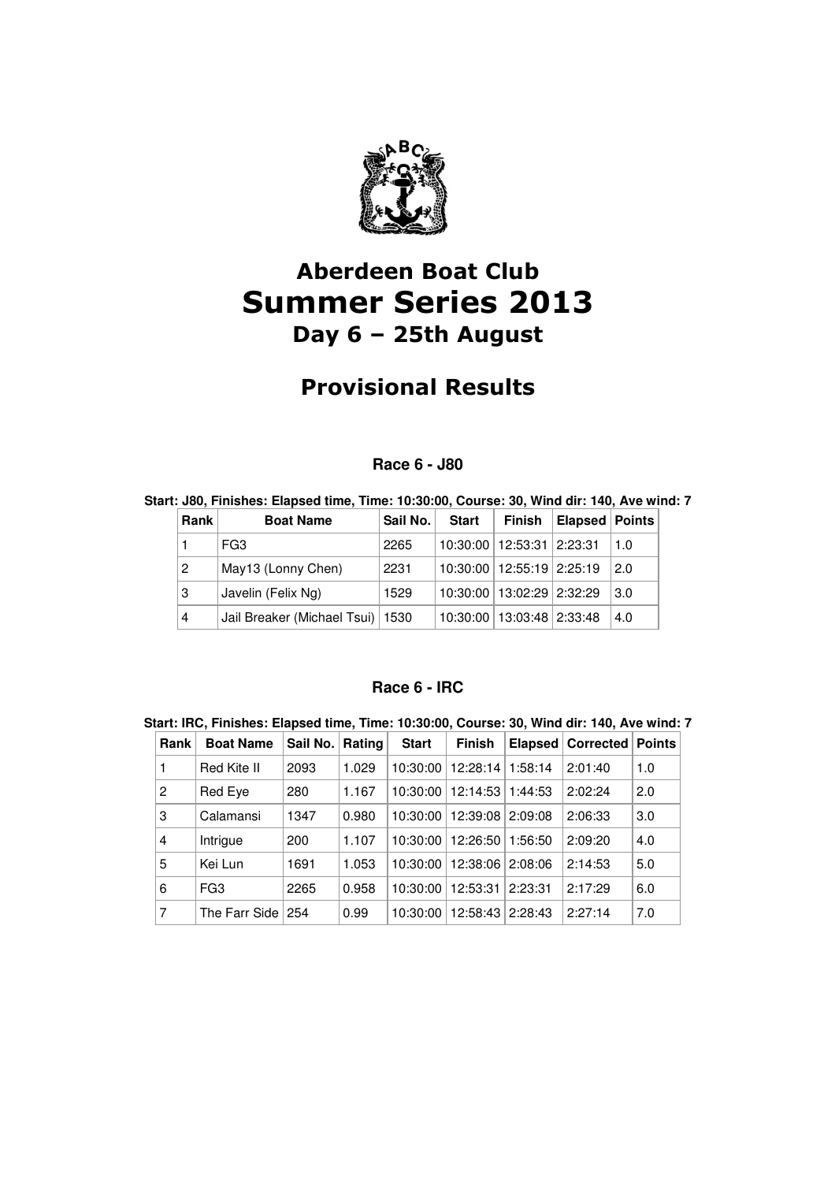# Aberdeen Boat Club
# Summer Series 2013
## Day 6 – 25th August

## Provisional Results

### Race 6 - J80

**Start: J80, Finishes: Elapsed time, Time: 10:30:00, Course: 30, Wind dir: 140, Ave wind: 7**

| Rank | Boat Name | Sail No. | Start | Finish | Elapsed | Points |
|---|---|---|---|---|---|---|
| 1 | FG3 | 2265 | 10:30:00 | 12:53:31 | 2:23:31 | 1.0 |
| 2 | May13 (Lonny Chen) | 2231 | 10:30:00 | 12:55:19 | 2:25:19 | 2.0 |
| 3 | Javelin (Felix Ng) | 1529 | 10:30:00 | 13:02:29 | 2:32:29 | 3.0 |
| 4 | Jail Breaker (Michael Tsui) | 1530 | 10:30:00 | 13:03:48 | 2:33:48 | 4.0 |

### Race 6 - IRC

**Start: IRC, Finishes: Elapsed time, Time: 10:30:00, Course: 30, Wind dir: 140, Ave wind: 7**

| Rank | Boat Name | Sail No. | Rating | Start | Finish | Elapsed | Corrected | Points |
|---|---|---|---|---|---|---|---|---|
| 1 | Red Kite II | 2093 | 1.029 | 10:30:00 | 12:28:14 | 1:58:14 | 2:01:40 | 1.0 |
| 2 | Red Eye | 280 | 1.167 | 10:30:00 | 12:14:53 | 1:44:53 | 2:02:24 | 2.0 |
| 3 | Calamansi | 1347 | 0.980 | 10:30:00 | 12:39:08 | 2:09:08 | 2:06:33 | 3.0 |
| 4 | Intrigue | 200 | 1.107 | 10:30:00 | 12:26:50 | 1:56:50 | 2:09:20 | 4.0 |
| 5 | Kei Lun | 1691 | 1.053 | 10:30:00 | 12:38:06 | 2:08:06 | 2:14:53 | 5.0 |
| 6 | FG3 | 2265 | 0.958 | 10:30:00 | 12:53:31 | 2:23:31 | 2:17:29 | 6.0 |
| 7 | The Farr Side | 254 | 0.99 | 10:30:00 | 12:58:43 | 2:28:43 | 2:27:14 | 7.0 |